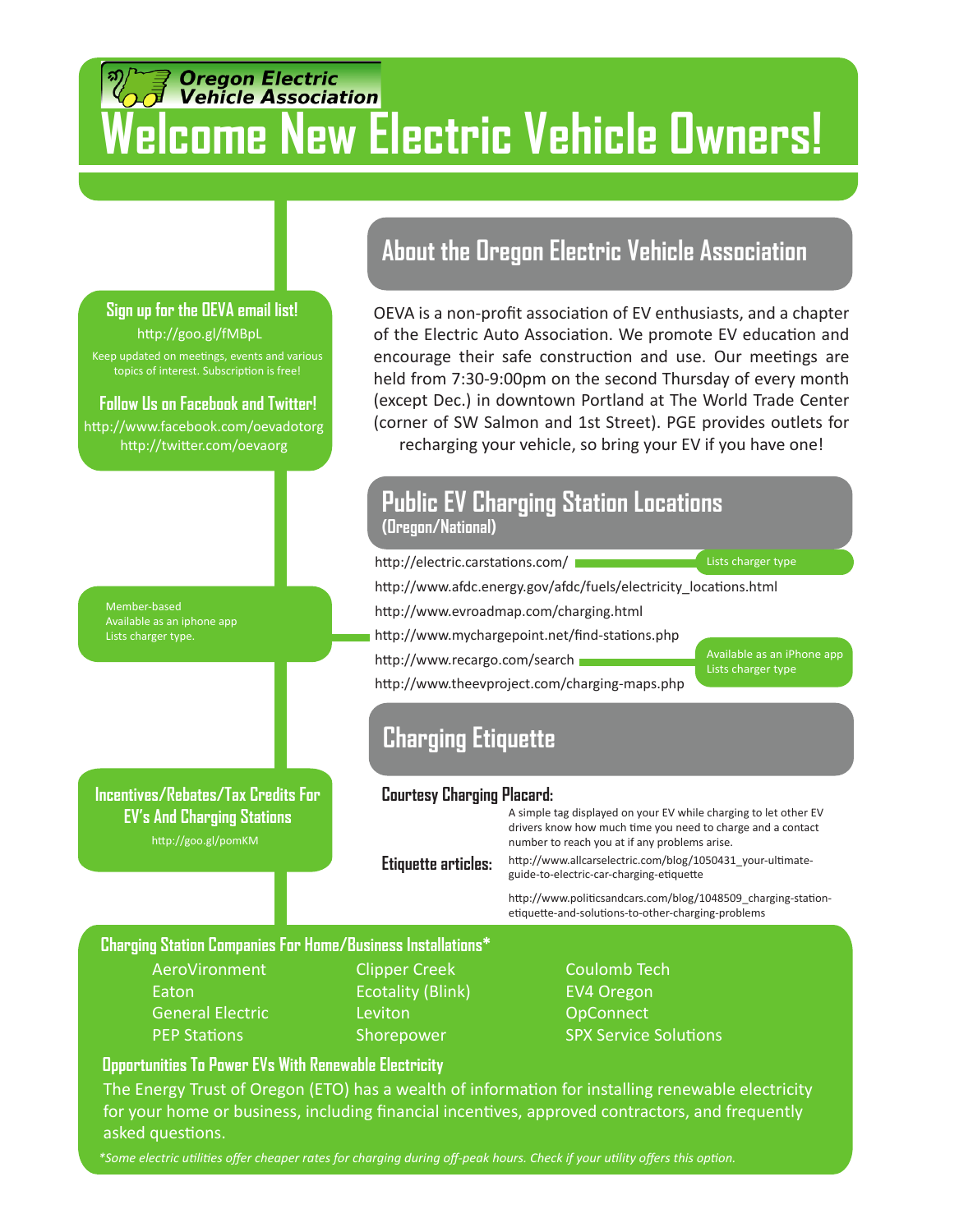Oregon Electric Vehicle Association

# Welcome New Electric Vehicle Owners!

### Sign up for the OEVA email list!

http://goo.gl/fMBpL

Keep updated on meetings, events and various topics of interest. Subscription is free!

### Follow Us on Facebook and Twitter!

http://www.facebook.com/oevadotorg

http://twitter.com/oevaorg

## About the Oregon Electric Vehicle Association

OEVA is a non-profit association of EV enthusiasts, and a chapter of the Electric Auto Association. We promote EV education and encourage their safe construction and use. Our meetings are held from 7:30-9:00pm on the second Thursday of every month (except Dec.) in downtown Portland at The World Trade Center (corner of SW Salmon and 1st Street). PGE provides outlets for recharging your vehicle, so bring your EV if you have one!

## Public EV Charging Station Locations (Oregon/National)

- http://electric.carstations.com/ — Lists charger type
- http://www.afdc.energy.gov/afdc/fuels/electricity_locations.html
- http://www.evroadmap.com/charging.html
- http://www.mychargepoint.net/find-stations.php — Member-based; Available as an iphone app; Lists charger type.
- http://www.recargo.com/search — Available as an iPhone app; Lists charger type
- http://www.theevproject.com/charging-maps.php

## Charging Etiquette

**Courtesy Charging Placard:** A simple tag displayed on your EV while charging to let other EV drivers know how much time you need to charge and a contact number to reach you at if any problems arise.

**Etiquette articles:**

http://www.allcarselectric.com/blog/1050431_your-ultimate-guide-to-electric-car-charging-etiquette

http://www.politicsandcars.com/blog/1048509_charging-station-etiquette-and-solutions-to-other-charging-problems

### Incentives/Rebates/Tax Credits For EV's And Charging Stations

http://goo.gl/pomKM

### Charging Station Companies For Home/Business Installations*

- AeroVironment
- Eaton
- General Electric
- PEP Stations
- Clipper Creek
- Ecotality (Blink)
- Leviton
- Shorepower
- Coulomb Tech
- EV4 Oregon
- OpConnect
- SPX Service Solutions

### Opportunities To Power EVs With Renewable Electricity

The Energy Trust of Oregon (ETO) has a wealth of information for installing renewable electricity for your home or business, including financial incentives, approved contractors, and frequently asked questions.

*\*Some electric utilities offer cheaper rates for charging during off-peak hours. Check if your utility offers this option.*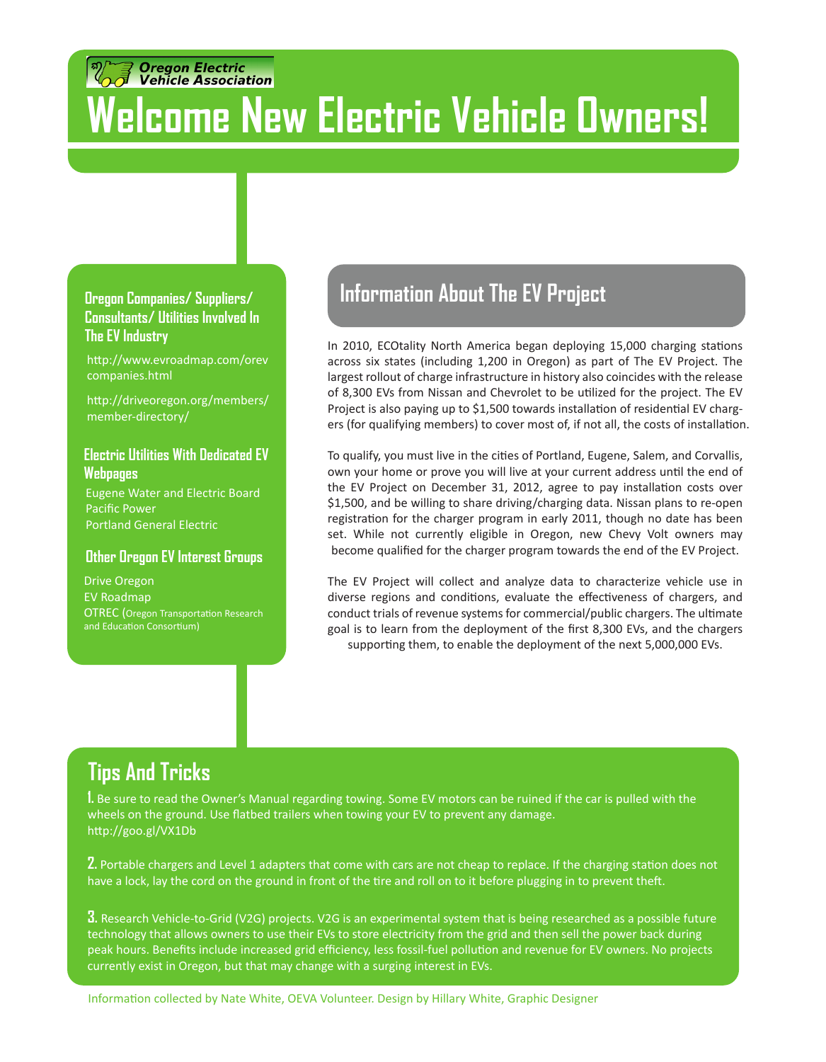Oregon Electric Vehicle Association

# Welcome New Electric Vehicle Owners!

### Oregon Companies/ Suppliers/ Consultants/ Utilities Involved In The EV Industry

http://www.evroadmap.com/orevcompanies.html

http://driveoregon.org/members/member-directory/

### Electric Utilities With Dedicated EV Webpages

Eugene Water and Electric Board
Pacific Power
Portland General Electric

### Other Oregon EV Interest Groups

Drive Oregon
EV Roadmap
OTREC (Oregon Transportation Research and Education Consortium)

## Information About The EV Project

In 2010, ECOtality North America began deploying 15,000 charging stations across six states (including 1,200 in Oregon) as part of The EV Project. The largest rollout of charge infrastructure in history also coincides with the release of 8,300 EVs from Nissan and Chevrolet to be utilized for the project. The EV Project is also paying up to $1,500 towards installation of residential EV chargers (for qualifying members) to cover most of, if not all, the costs of installation.

To qualify, you must live in the cities of Portland, Eugene, Salem, and Corvallis, own your home or prove you will live at your current address until the end of the EV Project on December 31, 2012, agree to pay installation costs over $1,500, and be willing to share driving/charging data. Nissan plans to re-open registration for the charger program in early 2011, though no date has been set. While not currently eligible in Oregon, new Chevy Volt owners may become qualified for the charger program towards the end of the EV Project.

The EV Project will collect and analyze data to characterize vehicle use in diverse regions and conditions, evaluate the effectiveness of chargers, and conduct trials of revenue systems for commercial/public chargers. The ultimate goal is to learn from the deployment of the first 8,300 EVs, and the chargers supporting them, to enable the deployment of the next 5,000,000 EVs.

## Tips And Tricks

**1.** Be sure to read the Owner's Manual regarding towing. Some EV motors can be ruined if the car is pulled with the wheels on the ground. Use flatbed trailers when towing your EV to prevent any damage. http://goo.gl/VX1Db

**2.** Portable chargers and Level 1 adapters that come with cars are not cheap to replace. If the charging station does not have a lock, lay the cord on the ground in front of the tire and roll on to it before plugging in to prevent theft.

**3.** Research Vehicle-to-Grid (V2G) projects. V2G is an experimental system that is being researched as a possible future technology that allows owners to use their EVs to store electricity from the grid and then sell the power back during peak hours. Benefits include increased grid efficiency, less fossil-fuel pollution and revenue for EV owners. No projects currently exist in Oregon, but that may change with a surging interest in EVs.

Information collected by Nate White, OEVA Volunteer. Design by Hillary White, Graphic Designer